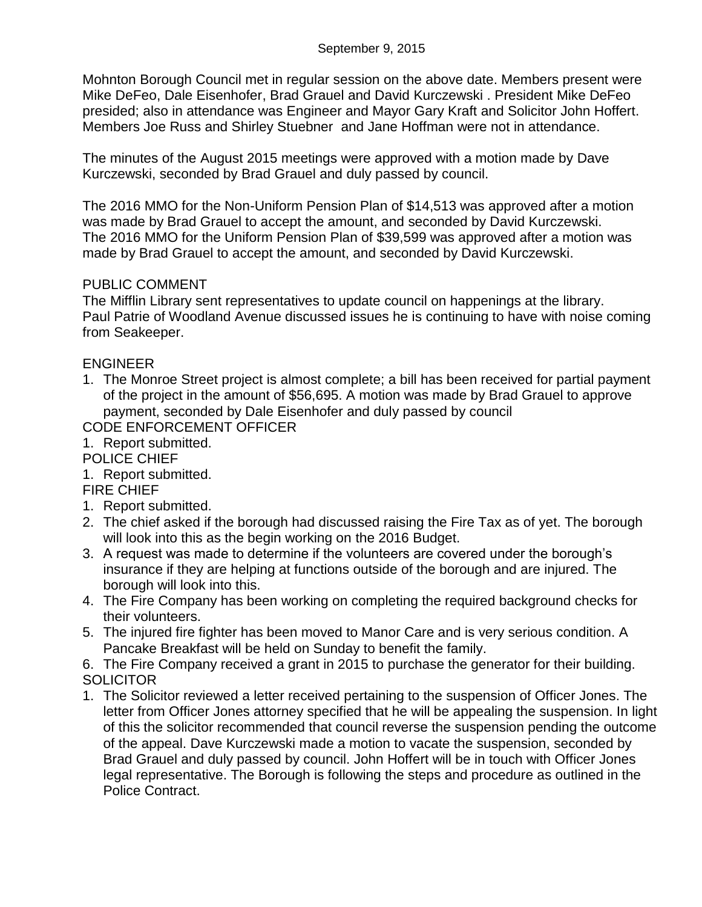September 9, 2015

Mohnton Borough Council met in regular session on the above date. Members present were Mike DeFeo, Dale Eisenhofer, Brad Grauel and David Kurczewski . President Mike DeFeo presided; also in attendance was Engineer and Mayor Gary Kraft and Solicitor John Hoffert. Members Joe Russ and Shirley Stuebner  and Jane Hoffman were not in attendance.

The minutes of the August 2015 meetings were approved with a motion made by Dave Kurczewski, seconded by Brad Grauel and duly passed by council.

The 2016 MMO for the Non-Uniform Pension Plan of $14,513 was approved after a motion was made by Brad Grauel to accept the amount, and seconded by David Kurczewski.
The 2016 MMO for the Uniform Pension Plan of $39,599 was approved after a motion was made by Brad Grauel to accept the amount, and seconded by David Kurczewski.

PUBLIC COMMENT

The Mifflin Library sent representatives to update council on happenings at the library.
Paul Patrie of Woodland Avenue discussed issues he is continuing to have with noise coming from Seakeeper.

ENGINEER

1. The Monroe Street project is almost complete; a bill has been received for partial payment of the project in the amount of $56,695. A motion was made by Brad Grauel to approve payment, seconded by Dale Eisenhofer and duly passed by council

CODE ENFORCEMENT OFFICER

1. Report submitted.

POLICE CHIEF

1. Report submitted.

FIRE CHIEF

1. Report submitted.
2. The chief asked if the borough had discussed raising the Fire Tax as of yet. The borough will look into this as the begin working on the 2016 Budget.
3. A request was made to determine if the volunteers are covered under the borough's insurance if they are helping at functions outside of the borough and are injured. The borough will look into this.
4. The Fire Company has been working on completing the required background checks for their volunteers.
5. The injured fire fighter has been moved to Manor Care and is very serious condition. A Pancake Breakfast will be held on Sunday to benefit the family.
6. The Fire Company received a grant in 2015 to purchase the generator for their building.

SOLICITOR

1. The Solicitor reviewed a letter received pertaining to the suspension of Officer Jones. The letter from Officer Jones attorney specified that he will be appealing the suspension. In light of this the solicitor recommended that council reverse the suspension pending the outcome of the appeal. Dave Kurczewski made a motion to vacate the suspension, seconded by Brad Grauel and duly passed by council. John Hoffert will be in touch with Officer Jones legal representative. The Borough is following the steps and procedure as outlined in the Police Contract.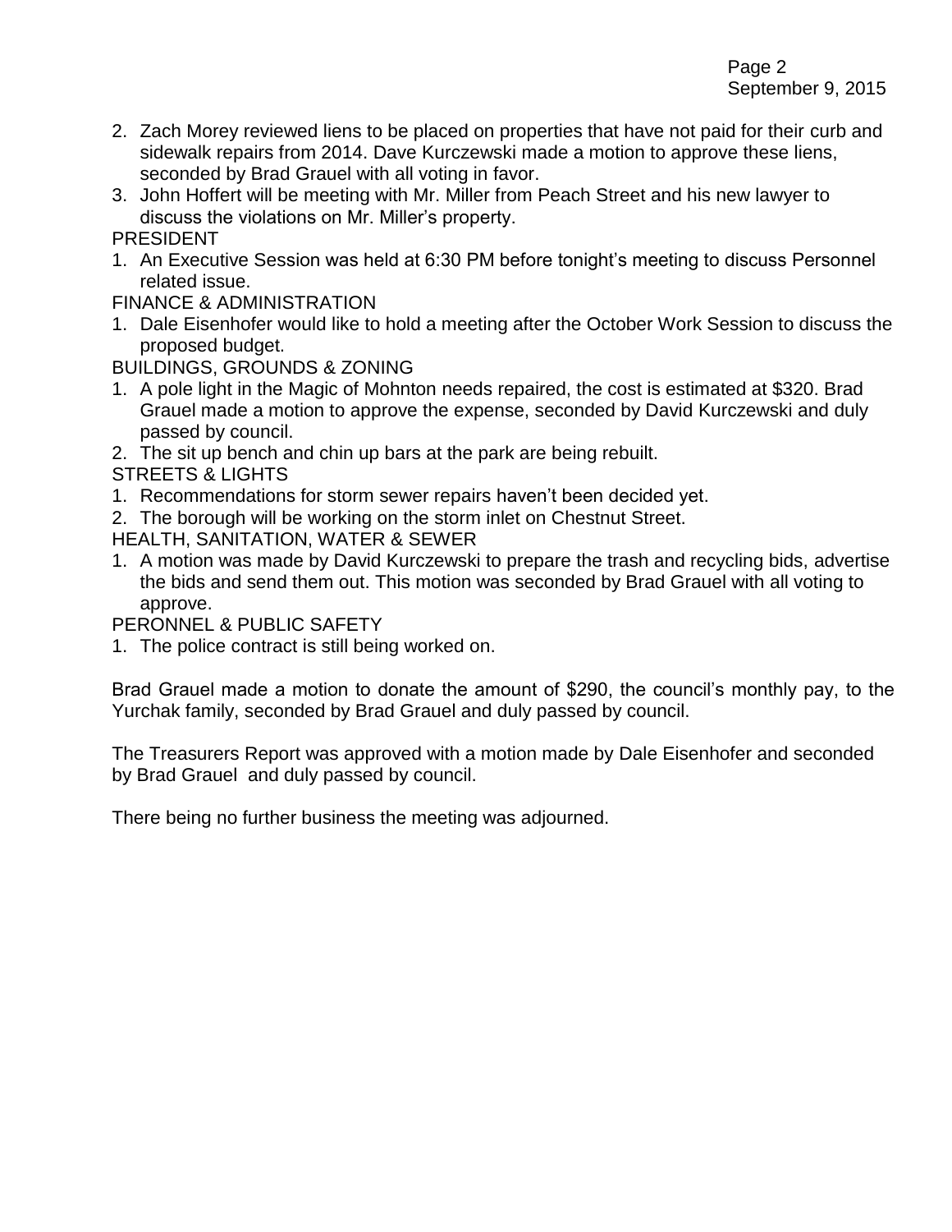2. Zach Morey reviewed liens to be placed on properties that have not paid for their curb and sidewalk repairs from 2014. Dave Kurczewski made a motion to approve these liens, seconded by Brad Grauel with all voting in favor.
3. John Hoffert will be meeting with Mr. Miller from Peach Street and his new lawyer to discuss the violations on Mr. Miller's property.

PRESIDENT

1. An Executive Session was held at 6:30 PM before tonight's meeting to discuss Personnel related issue.

FINANCE & ADMINISTRATION

1. Dale Eisenhofer would like to hold a meeting after the October Work Session to discuss the proposed budget.

BUILDINGS, GROUNDS & ZONING

1. A pole light in the Magic of Mohnton needs repaired, the cost is estimated at $320. Brad Grauel made a motion to approve the expense, seconded by David Kurczewski and duly passed by council.
2. The sit up bench and chin up bars at the park are being rebuilt.

STREETS & LIGHTS

1. Recommendations for storm sewer repairs haven't been decided yet.
2. The borough will be working on the storm inlet on Chestnut Street.

HEALTH, SANITATION, WATER & SEWER

1. A motion was made by David Kurczewski to prepare the trash and recycling bids, advertise the bids and send them out. This motion was seconded by Brad Grauel with all voting to approve.

PERONNEL & PUBLIC SAFETY

1. The police contract is still being worked on.

Brad Grauel made a motion to donate the amount of $290, the council's monthly pay, to the Yurchak family, seconded by Brad Grauel and duly passed by council.

The Treasurers Report was approved with a motion made by Dale Eisenhofer and seconded by Brad Grauel and duly passed by council.

There being no further business the meeting was adjourned.